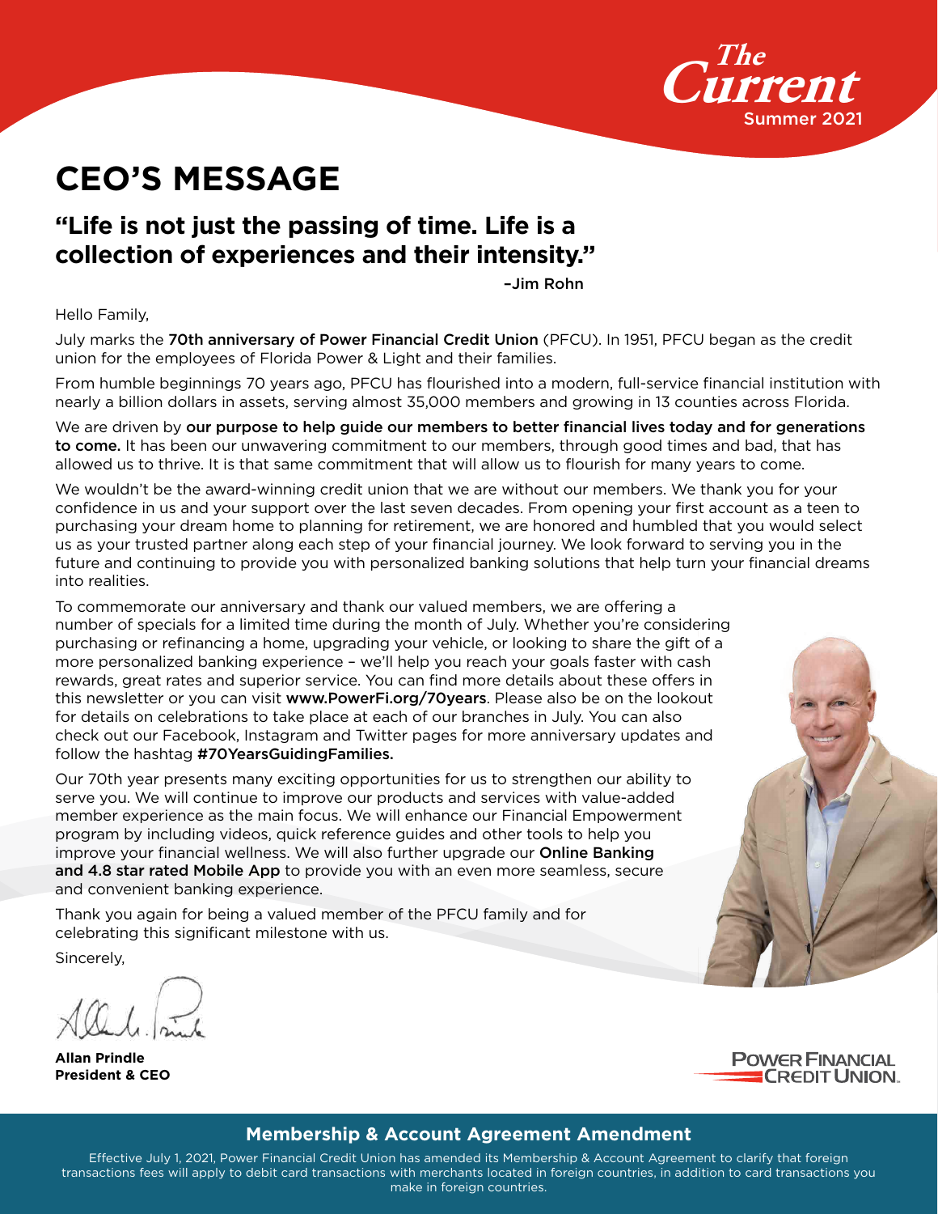The Current
Summer 2021

# CEO'S MESSAGE

## "Life is not just the passing of time. Life is a collection of experiences and their intensity."

–Jim Rohn

Hello Family,

July marks the **70th anniversary of Power Financial Credit Union** (PFCU). In 1951, PFCU began as the credit union for the employees of Florida Power & Light and their families.

From humble beginnings 70 years ago, PFCU has flourished into a modern, full-service financial institution with nearly a billion dollars in assets, serving almost 35,000 members and growing in 13 counties across Florida.

We are driven by **our purpose to help guide our members to better financial lives today and for generations to come.** It has been our unwavering commitment to our members, through good times and bad, that has allowed us to thrive. It is that same commitment that will allow us to flourish for many years to come.

We wouldn't be the award-winning credit union that we are without our members. We thank you for your confidence in us and your support over the last seven decades. From opening your first account as a teen to purchasing your dream home to planning for retirement, we are honored and humbled that you would select us as your trusted partner along each step of your financial journey. We look forward to serving you in the future and continuing to provide you with personalized banking solutions that help turn your financial dreams into realities.

To commemorate our anniversary and thank our valued members, we are offering a number of specials for a limited time during the month of July. Whether you're considering purchasing or refinancing a home, upgrading your vehicle, or looking to share the gift of a more personalized banking experience – we'll help you reach your goals faster with cash rewards, great rates and superior service. You can find more details about these offers in this newsletter or you can visit **www.PowerFi.org/70years**. Please also be on the lookout for details on celebrations to take place at each of our branches in July. You can also check out our Facebook, Instagram and Twitter pages for more anniversary updates and follow the hashtag **#70YearsGuidingFamilies.**

Our 70th year presents many exciting opportunities for us to strengthen our ability to serve you. We will continue to improve our products and services with value-added member experience as the main focus. We will enhance our Financial Empowerment program by including videos, quick reference guides and other tools to help you improve your financial wellness. We will also further upgrade our **Online Banking and 4.8 star rated Mobile App** to provide you with an even more seamless, secure and convenient banking experience.

Thank you again for being a valued member of the PFCU family and for celebrating this significant milestone with us.

Sincerely,

**Allan Prindle**
**President & CEO**

POWER FINANCIAL CREDIT UNION

## Membership & Account Agreement Amendment

Effective July 1, 2021, Power Financial Credit Union has amended its Membership & Account Agreement to clarify that foreign transactions fees will apply to debit card transactions with merchants located in foreign countries, in addition to card transactions you make in foreign countries.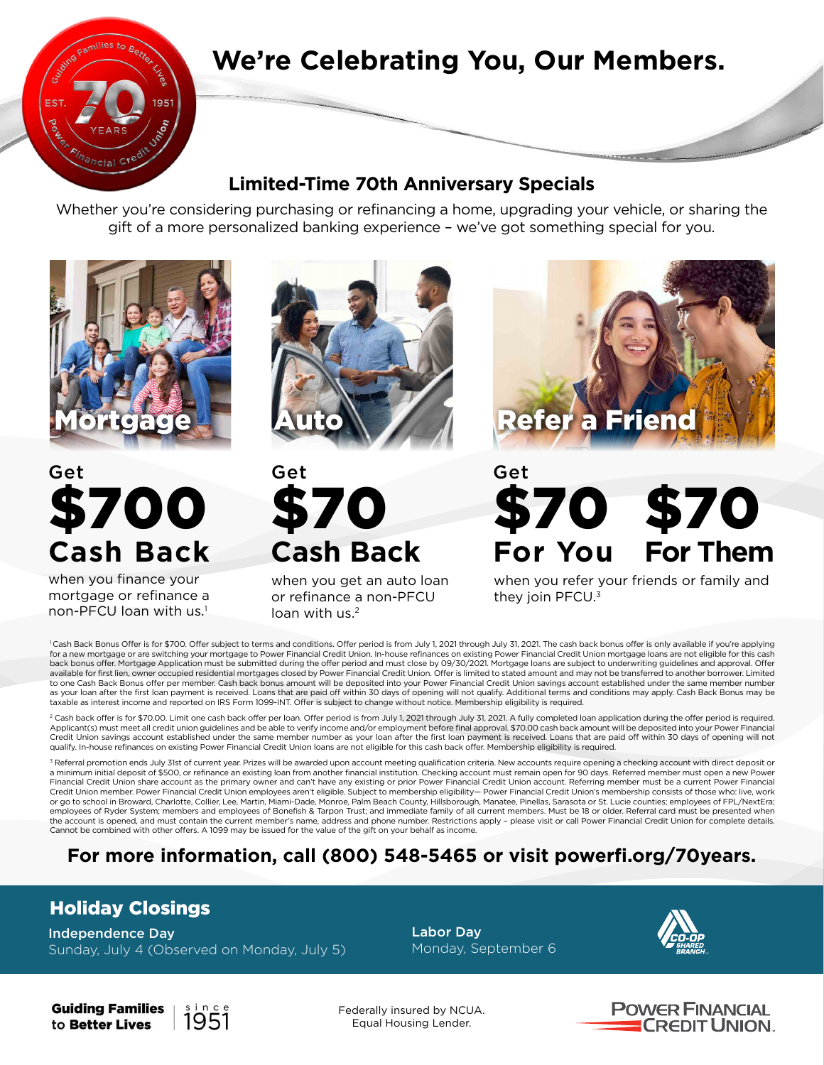# We're Celebrating You, Our Members.

## Limited-Time 70th Anniversary Specials

Whether you're considering purchasing or refinancing a home, upgrading your vehicle, or sharing the gift of a more personalized banking experience – we've got something special for you.

### Mortgage

Get

**$700**

**Cash Back**

when you finance your mortgage or refinance a non-PFCU loan with us.[1]

### Auto

Get

**$70**

**Cash Back**

when you get an auto loan or refinance a non-PFCU loan with us.[2]

### Refer a Friend

Get

**$70 For You** **$70 For Them**

when you refer your friends or family and they join PFCU.[3]

[1] Cash Back Bonus Offer is for $700. Offer subject to terms and conditions. Offer period is from July 1, 2021 through July 31, 2021. The cash back bonus offer is only available if you're applying for a new mortgage or are switching your mortgage to Power Financial Credit Union. In-house refinances on existing Power Financial Credit Union mortgage loans are not eligible for this cash back bonus offer. Mortgage Application must be submitted during the offer period and must close by 09/30/2021. Mortgage loans are subject to underwriting guidelines and approval. Offer available for first lien, owner occupied residential mortgages closed by Power Financial Credit Union. Offer is limited to stated amount and may not be transferred to another borrower. Limited to one Cash Back Bonus offer per member. Cash back bonus amount will be deposited into your Power Financial Credit Union savings account established under the same member number as your loan after the first loan payment is received. Loans that are paid off within 30 days of opening will not qualify. Additional terms and conditions may apply. Cash Back Bonus may be taxable as interest income and reported on IRS Form 1099-INT. Offer is subject to change without notice. Membership eligibility is required.

[2] Cash back offer is for $70.00. Limit one cash back offer per loan. Offer period is from July 1, 2021 through July 31, 2021. A fully completed loan application during the offer period is required. Applicant(s) must meet all credit union guidelines and be able to verify income and/or employment before final approval. $70.00 cash back amount will be deposited into your Power Financial Credit Union savings account established under the same member number as your loan after the first loan payment is received. Loans that are paid off within 30 days of opening will not qualify. In-house refinances on existing Power Financial Credit Union loans are not eligible for this cash back offer. Membership eligibility is required.

[3] Referral promotion ends July 31st of current year. Prizes will be awarded upon account meeting qualification criteria. New accounts require opening a checking account with direct deposit or a minimum initial deposit of $500, or refinance an existing loan from another financial institution. Checking account must remain open for 90 days. Referred member must open a new Power Financial Credit Union share account as the primary owner and can't have any existing or prior Power Financial Credit Union account. Referring member must be a current Power Financial Credit Union member. Power Financial Credit Union employees aren't eligible. Subject to membership eligibility— Power Financial Credit Union's membership consists of those who: live, work or go to school in Broward, Charlotte, Collier, Lee, Martin, Miami-Dade, Monroe, Palm Beach County, Hillsborough, Manatee, Pinellas, Sarasota or St. Lucie counties; employees of FPL/NextEra; employees of Ryder System; members and employees of Bonefish & Tarpon Trust; and immediate family of all current members. Must be 18 or older. Referral card must be presented when the account is opened, and must contain the current member's name, address and phone number. Restrictions apply – please visit or call Power Financial Credit Union for complete details. Cannot be combined with other offers. A 1099 may be issued for the value of the gift on your behalf as income.

**For more information, call (800) 548-5465 or visit powerfi.org/70years.**

## Holiday Closings

**Independence Day**
Sunday, July 4 (Observed on Monday, July 5)

**Labor Day**
Monday, September 6

**Guiding Families to Better Lives** | since 1951

Federally insured by NCUA.
Equal Housing Lender.

POWER FINANCIAL CREDIT UNION